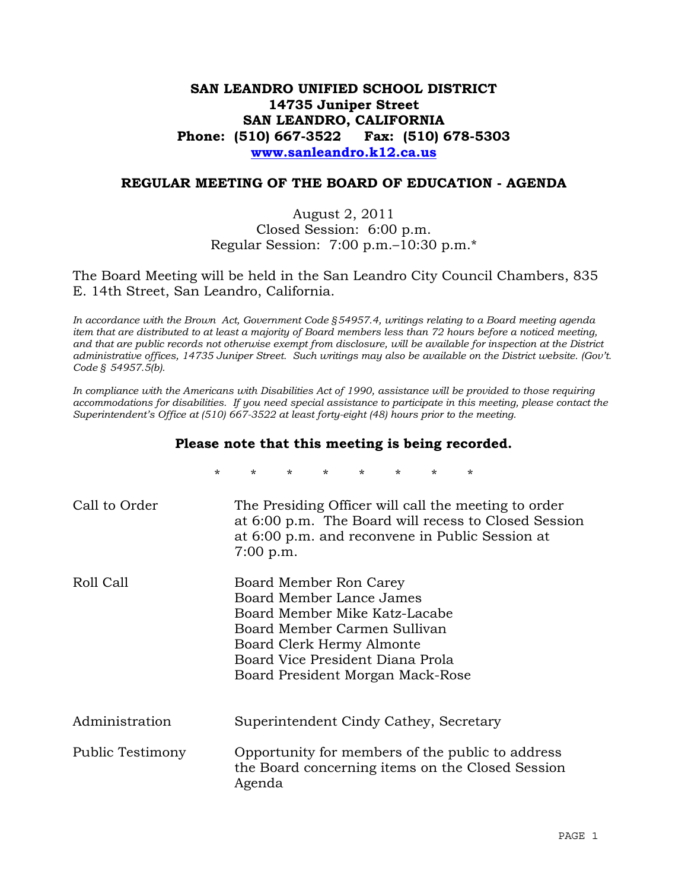# SAN LEANDRO UNIFIED SCHOOL DISTRICT
**14735 Juniper Street**
**SAN LEANDRO, CALIFORNIA**
**Phone: (510) 667-3522 Fax: (510) 678-5303**
**www.sanleandro.k12.ca.us**

## REGULAR MEETING OF THE BOARD OF EDUCATION - AGENDA

August 2, 2011
Closed Session: 6:00 p.m.
Regular Session: 7:00 p.m.–10:30 p.m.*

The Board Meeting will be held in the San Leandro City Council Chambers, 835 E. 14th Street, San Leandro, California.

*In accordance with the Brown Act, Government Code §54957.4, writings relating to a Board meeting agenda item that are distributed to at least a majority of Board members less than 72 hours before a noticed meeting, and that are public records not otherwise exempt from disclosure, will be available for inspection at the District administrative offices, 14735 Juniper Street. Such writings may also be available on the District website. (Gov't. Code § 54957.5(b).*

*In compliance with the Americans with Disabilities Act of 1990, assistance will be provided to those requiring accommodations for disabilities. If you need special assistance to participate in this meeting, please contact the Superintendent's Office at (510) 667-3522 at least forty-eight (48) hours prior to the meeting.*

**Please note that this meeting is being recorded.**

\* \* \* \* \* \* \* \*

Call to Order
: The Presiding Officer will call the meeting to order at 6:00 p.m. The Board will recess to Closed Session at 6:00 p.m. and reconvene in Public Session at 7:00 p.m.

Roll Call
: Board Member Ron Carey
Board Member Lance James
Board Member Mike Katz-Lacabe
Board Member Carmen Sullivan
Board Clerk Hermy Almonte
Board Vice President Diana Prola
Board President Morgan Mack-Rose

Administration
: Superintendent Cindy Cathey, Secretary

Public Testimony
: Opportunity for members of the public to address the Board concerning items on the Closed Session Agenda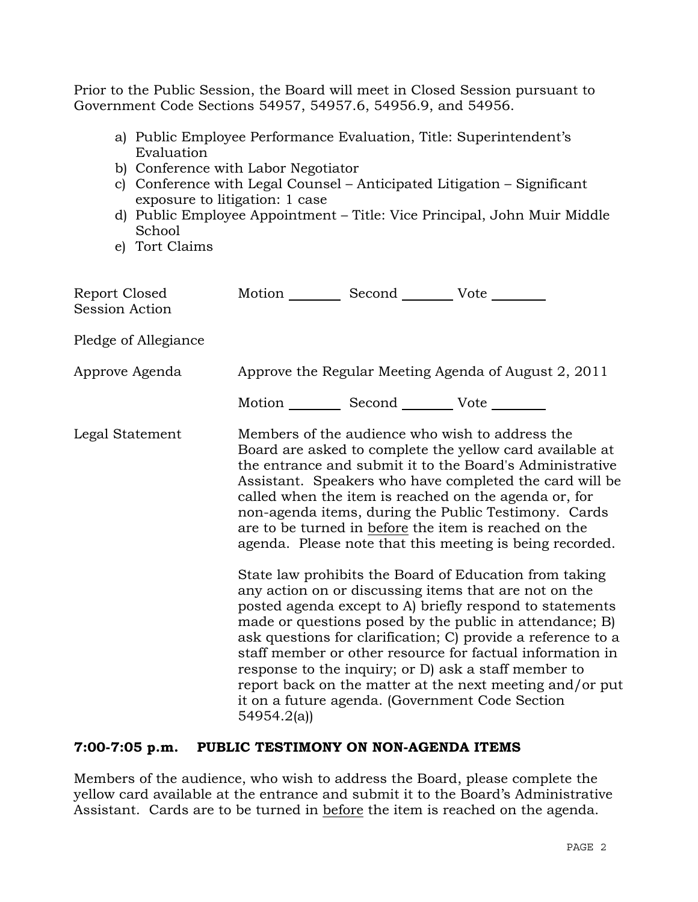Prior to the Public Session, the Board will meet in Closed Session pursuant to Government Code Sections 54957, 54957.6, 54956.9, and 54956.

a) Public Employee Performance Evaluation, Title: Superintendent's Evaluation
b) Conference with Labor Negotiator
c) Conference with Legal Counsel – Anticipated Litigation – Significant exposure to litigation: 1 case
d) Public Employee Appointment – Title: Vice Principal, John Muir Middle School
e) Tort Claims

Report Closed Session Action — Motion ________ Second ________ Vote ________

Pledge of Allegiance

Approve Agenda — Approve the Regular Meeting Agenda of August 2, 2011

Motion ________ Second ________ Vote ________

Legal Statement — Members of the audience who wish to address the Board are asked to complete the yellow card available at the entrance and submit it to the Board's Administrative Assistant. Speakers who have completed the card will be called when the item is reached on the agenda or, for non-agenda items, during the Public Testimony. Cards are to be turned in before the item is reached on the agenda. Please note that this meeting is being recorded.

State law prohibits the Board of Education from taking any action on or discussing items that are not on the posted agenda except to A) briefly respond to statements made or questions posed by the public in attendance; B) ask questions for clarification; C) provide a reference to a staff member or other resource for factual information in response to the inquiry; or D) ask a staff member to report back on the matter at the next meeting and/or put it on a future agenda. (Government Code Section 54954.2(a))

## 7:00-7:05 p.m. PUBLIC TESTIMONY ON NON-AGENDA ITEMS

Members of the audience, who wish to address the Board, please complete the yellow card available at the entrance and submit it to the Board's Administrative Assistant. Cards are to be turned in before the item is reached on the agenda.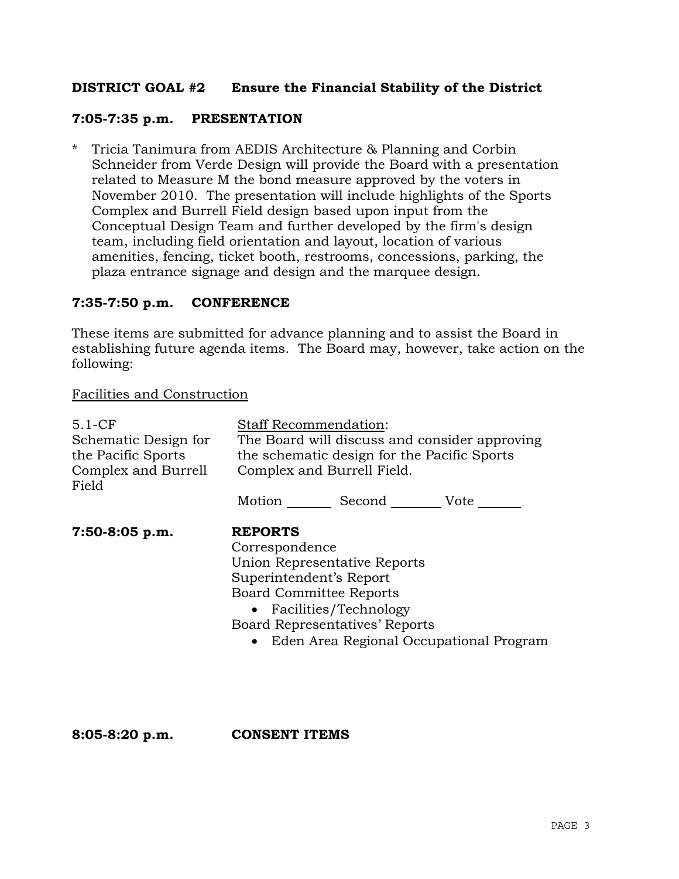**DISTRICT GOAL #2 Ensure the Financial Stability of the District**

**7:05-7:35 p.m. PRESENTATION**

* Tricia Tanimura from AEDIS Architecture & Planning and Corbin Schneider from Verde Design will provide the Board with a presentation related to Measure M the bond measure approved by the voters in November 2010. The presentation will include highlights of the Sports Complex and Burrell Field design based upon input from the Conceptual Design Team and further developed by the firm's design team, including field orientation and layout, location of various amenities, fencing, ticket booth, restrooms, concessions, parking, the plaza entrance signage and design and the marquee design.

**7:35-7:50 p.m. CONFERENCE**

These items are submitted for advance planning and to assist the Board in establishing future agenda items. The Board may, however, take action on the following:

<u>Facilities and Construction</u>

5.1-CF
Schematic Design for the Pacific Sports Complex and Burrell Field

<u>Staff Recommendation</u>:
The Board will discuss and consider approving the schematic design for the Pacific Sports Complex and Burrell Field.

Motion _______ Second ________ Vote ______

**7:50-8:05 p.m. REPORTS**

Correspondence
Union Representative Reports
Superintendent's Report
Board Committee Reports

- Facilities/Technology

Board Representatives' Reports

- Eden Area Regional Occupational Program

**8:05-8:20 p.m. CONSENT ITEMS**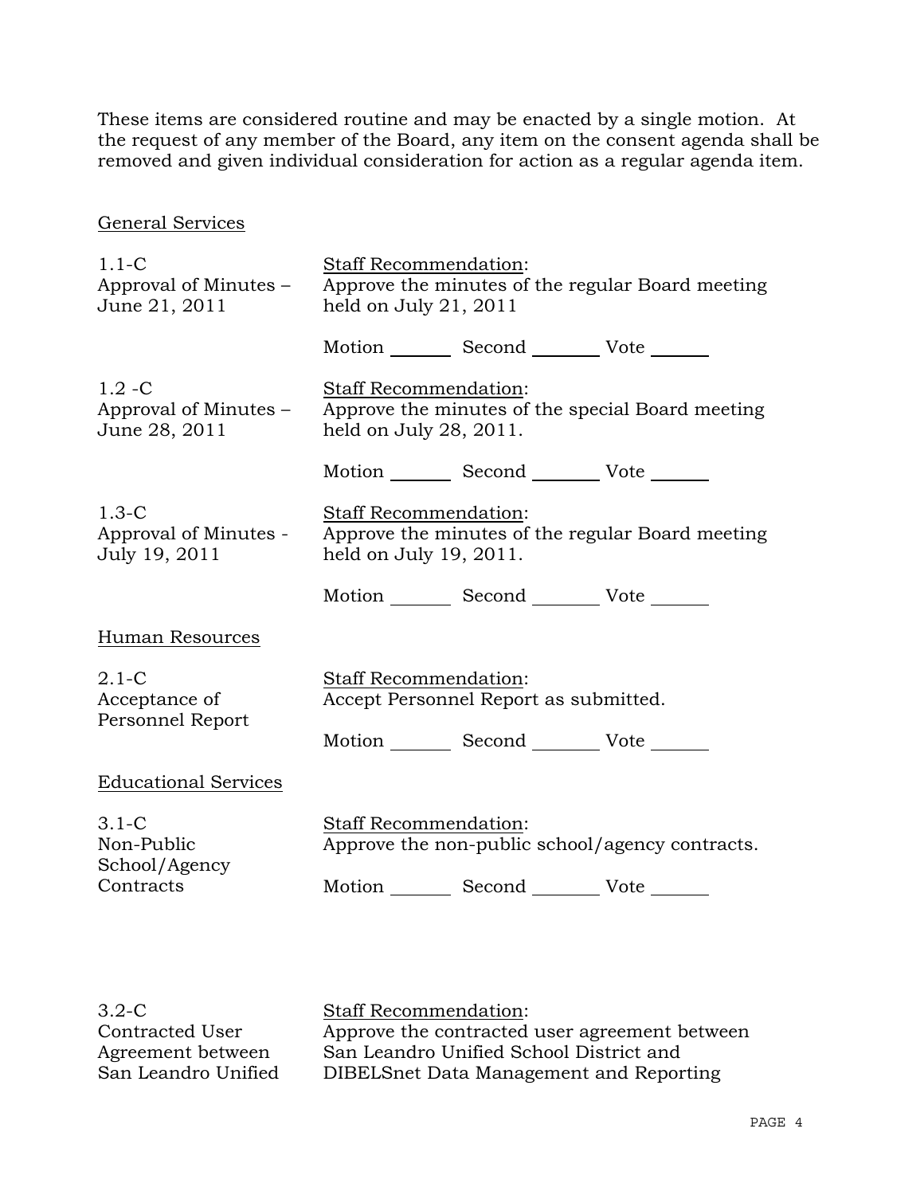These items are considered routine and may be enacted by a single motion. At the request of any member of the Board, any item on the consent agenda shall be removed and given individual consideration for action as a regular agenda item.

## General Services

**1.1-C**
Approval of Minutes – June 21, 2011

Staff Recommendation:
Approve the minutes of the regular Board meeting held on July 21, 2011

Motion _______ Second _______ Vote _______

**1.2 -C**
Approval of Minutes – June 28, 2011

Staff Recommendation:
Approve the minutes of the special Board meeting held on July 28, 2011.

Motion _______ Second _______ Vote _______

**1.3-C**
Approval of Minutes - July 19, 2011

Staff Recommendation:
Approve the minutes of the regular Board meeting held on July 19, 2011.

Motion _______ Second _______ Vote _______

## Human Resources

**2.1-C**
Acceptance of Personnel Report

Staff Recommendation:
Accept Personnel Report as submitted.

Motion _______ Second _______ Vote _______

## Educational Services

**3.1-C**
Non-Public School/Agency Contracts

Staff Recommendation:
Approve the non-public school/agency contracts.

Motion _______ Second _______ Vote _______

**3.2-C**
Contracted User Agreement between San Leandro Unified

Staff Recommendation:
Approve the contracted user agreement between San Leandro Unified School District and DIBELSnet Data Management and Reporting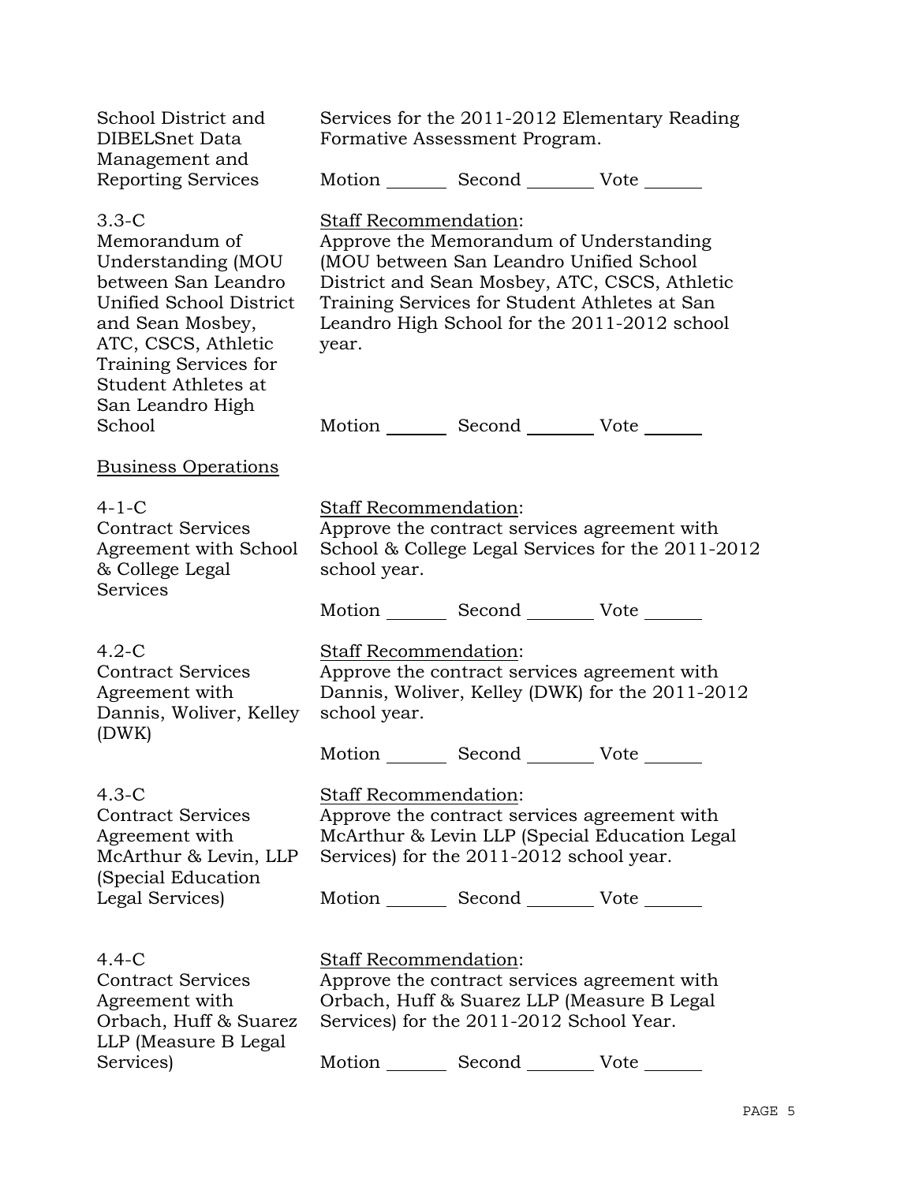School District and DIBELSnet Data Management and Reporting Services

Services for the 2011-2012 Elementary Reading Formative Assessment Program.

Motion _______ Second ________ Vote _______

3.3-C
Memorandum of Understanding (MOU between San Leandro Unified School District and Sean Mosbey, ATC, CSCS, Athletic Training Services for Student Athletes at San Leandro High School

Staff Recommendation:
Approve the Memorandum of Understanding (MOU between San Leandro Unified School District and Sean Mosbey, ATC, CSCS, Athletic Training Services for Student Athletes at San Leandro High School for the 2011-2012 school year.

Motion _______ Second ________ Vote _______

Business Operations

4-1-C
Contract Services Agreement with School & College Legal Services

Staff Recommendation:
Approve the contract services agreement with School & College Legal Services for the 2011-2012 school year.

Motion _______ Second ________ Vote _______

4.2-C
Contract Services Agreement with Dannis, Woliver, Kelley (DWK)

Staff Recommendation:
Approve the contract services agreement with Dannis, Woliver, Kelley (DWK) for the 2011-2012 school year.

Motion _______ Second ________ Vote _______

4.3-C
Contract Services Agreement with McArthur & Levin, LLP (Special Education Legal Services)

Staff Recommendation:
Approve the contract services agreement with McArthur & Levin LLP (Special Education Legal Services) for the 2011-2012 school year.

Motion _______ Second ________ Vote _______

4.4-C
Contract Services Agreement with Orbach, Huff & Suarez LLP (Measure B Legal Services)

Staff Recommendation:
Approve the contract services agreement with Orbach, Huff & Suarez LLP (Measure B Legal Services) for the 2011-2012 School Year.

Motion _______ Second ________ Vote _______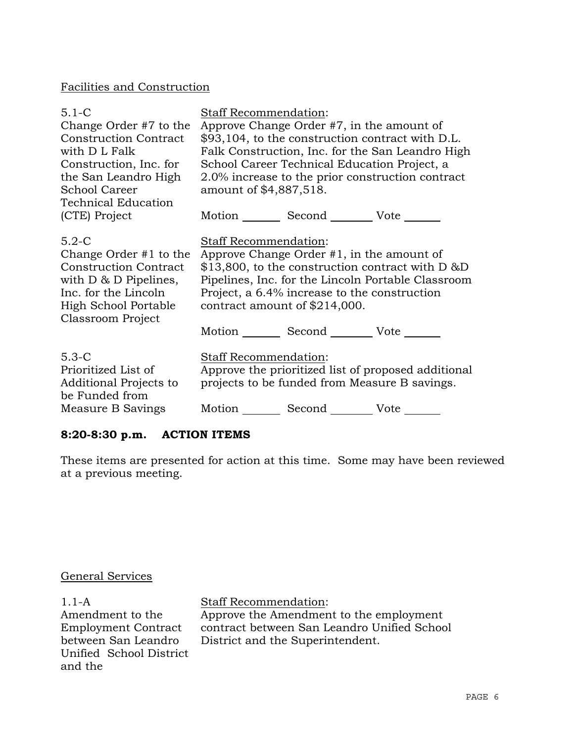Facilities and Construction

5.1-C
Change Order #7 to the Construction Contract with D L Falk Construction, Inc. for the San Leandro High School Career Technical Education (CTE) Project

Staff Recommendation:
Approve Change Order #7, in the amount of $93,104, to the construction contract with D.L. Falk Construction, Inc. for the San Leandro High School Career Technical Education Project, a 2.0% increase to the prior construction contract amount of $4,887,518.

Motion _______ Second _______ Vote _______

5.2-C
Change Order #1 to the Construction Contract with D & D Pipelines, Inc. for the Lincoln High School Portable Classroom Project

Staff Recommendation:
Approve Change Order #1, in the amount of $13,800, to the construction contract with D &D Pipelines, Inc. for the Lincoln Portable Classroom Project, a 6.4% increase to the construction contract amount of $214,000.

Motion _______ Second _______ Vote _______

5.3-C
Prioritized List of Additional Projects to be Funded from Measure B Savings

Staff Recommendation:
Approve the prioritized list of proposed additional projects to be funded from Measure B savings.

Motion _______ Second _______ Vote _______

**8:20-8:30 p.m. ACTION ITEMS**

These items are presented for action at this time. Some may have been reviewed at a previous meeting.

General Services

1.1-A
Amendment to the Employment Contract between San Leandro Unified School District and the

Staff Recommendation:
Approve the Amendment to the employment contract between San Leandro Unified School District and the Superintendent.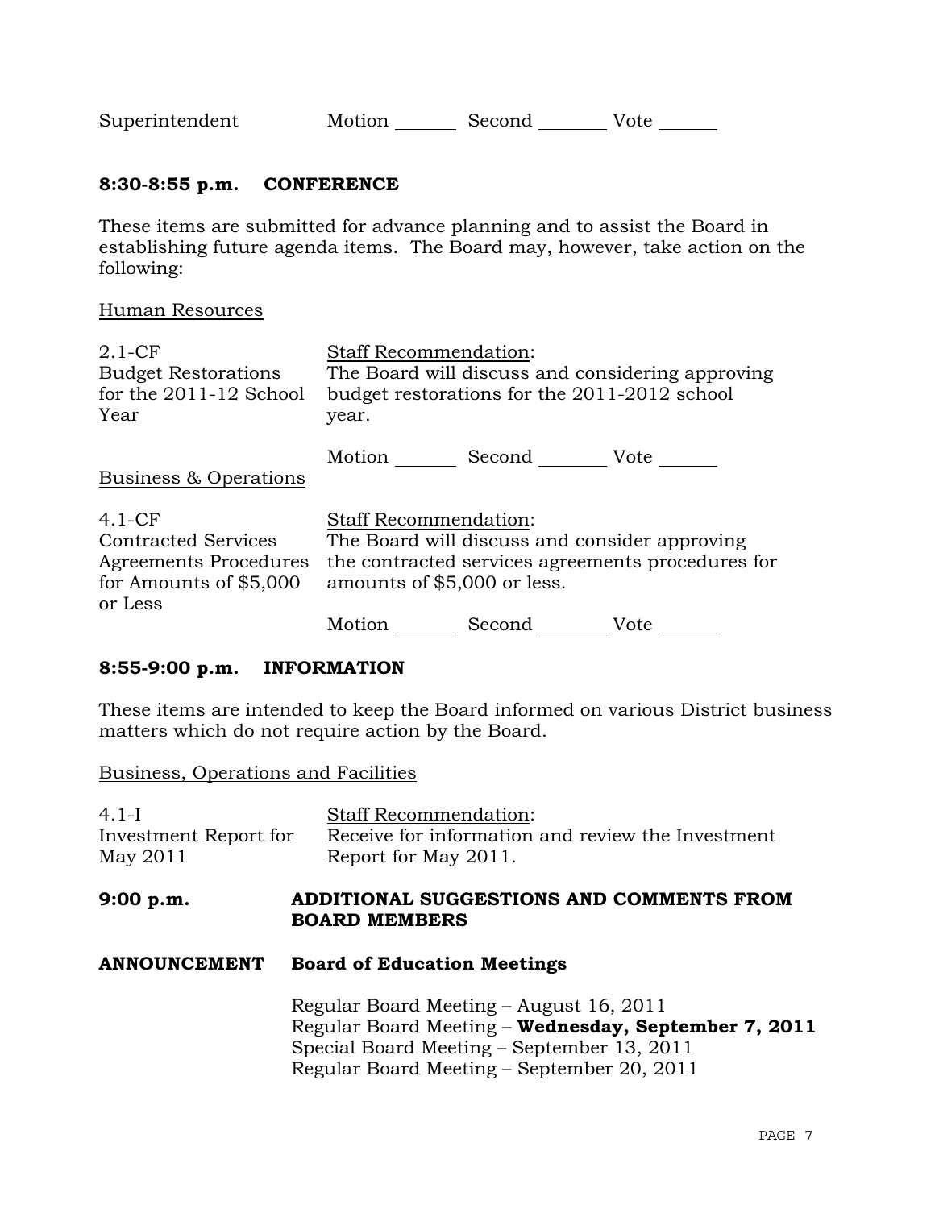Superintendent Motion _______ Second _______ Vote _______

**8:30-8:55 p.m. CONFERENCE**

These items are submitted for advance planning and to assist the Board in establishing future agenda items. The Board may, however, take action on the following:

Human Resources

| | |
|---|---|
| 2.1-CF<br>Budget Restorations for the 2011-12 School Year | Staff Recommendation:<br>The Board will discuss and considering approving budget restorations for the 2011-2012 school year.<br><br>Motion _______ Second _______ Vote _______ |

Business & Operations

| | |
|---|---|
| 4.1-CF<br>Contracted Services Agreements Procedures for Amounts of $5,000 or Less | Staff Recommendation:<br>The Board will discuss and consider approving the contracted services agreements procedures for amounts of $5,000 or less.<br><br>Motion _______ Second _______ Vote _______ |

**8:55-9:00 p.m. INFORMATION**

These items are intended to keep the Board informed on various District business matters which do not require action by the Board.

Business, Operations and Facilities

| | |
|---|---|
| 4.1-I<br>Investment Report for May 2011 | Staff Recommendation:<br>Receive for information and review the Investment Report for May 2011. |

**9:00 p.m. ADDITIONAL SUGGESTIONS AND COMMENTS FROM BOARD MEMBERS**

**ANNOUNCEMENT Board of Education Meetings**

Regular Board Meeting – August 16, 2011
Regular Board Meeting – **Wednesday, September 7, 2011**
Special Board Meeting – September 13, 2011
Regular Board Meeting – September 20, 2011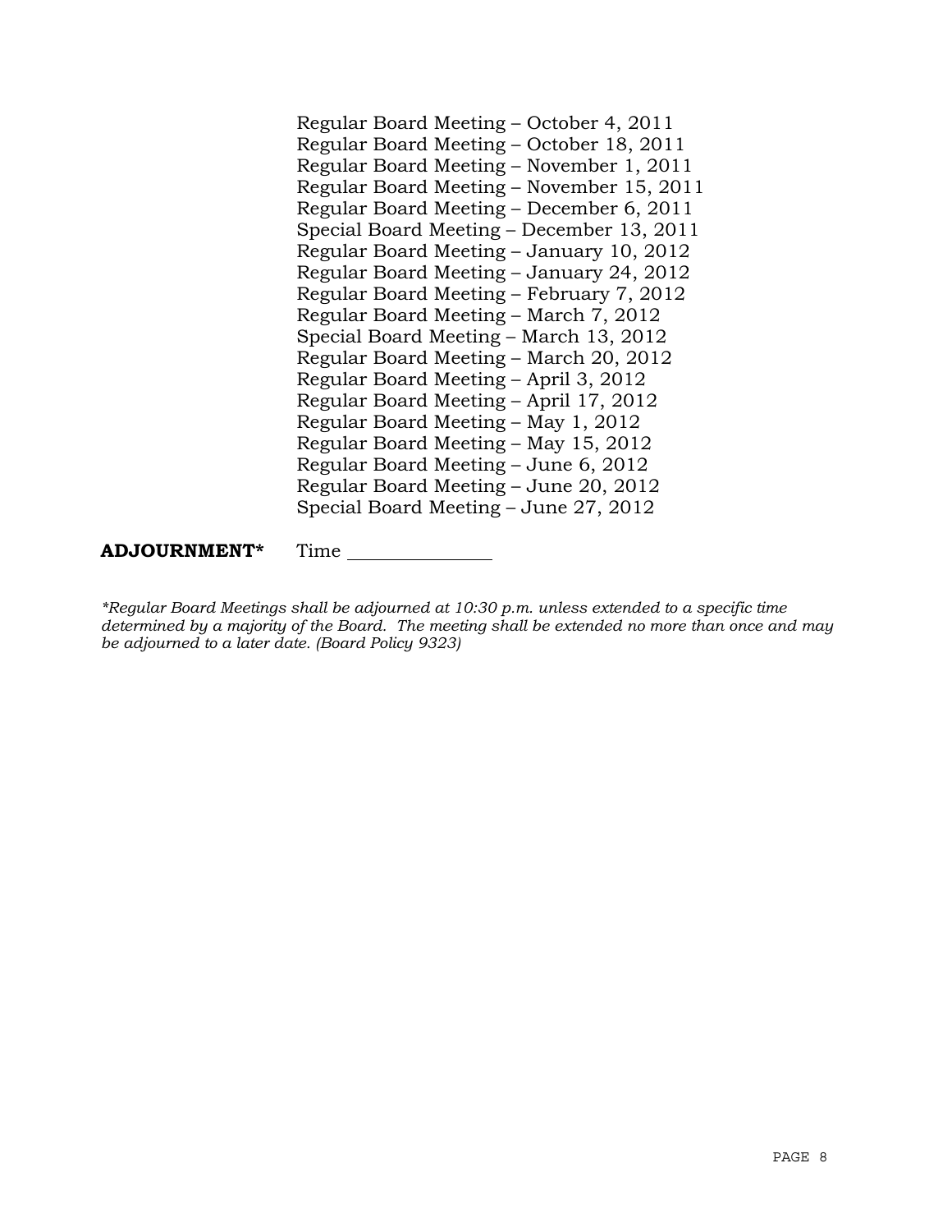Regular Board Meeting – October 4, 2011
Regular Board Meeting – October 18, 2011
Regular Board Meeting – November 1, 2011
Regular Board Meeting – November 15, 2011
Regular Board Meeting – December 6, 2011
Special Board Meeting – December 13, 2011
Regular Board Meeting – January 10, 2012
Regular Board Meeting – January 24, 2012
Regular Board Meeting – February 7, 2012
Regular Board Meeting – March 7, 2012
Special Board Meeting – March 13, 2012
Regular Board Meeting – March 20, 2012
Regular Board Meeting – April 3, 2012
Regular Board Meeting – April 17, 2012
Regular Board Meeting – May 1, 2012
Regular Board Meeting – May 15, 2012
Regular Board Meeting – June 6, 2012
Regular Board Meeting – June 20, 2012
Special Board Meeting – June 27, 2012

**ADJOURNMENT*** Time _______________

*\*Regular Board Meetings shall be adjourned at 10:30 p.m. unless extended to a specific time determined by a majority of the Board. The meeting shall be extended no more than once and may be adjourned to a later date. (Board Policy 9323)*